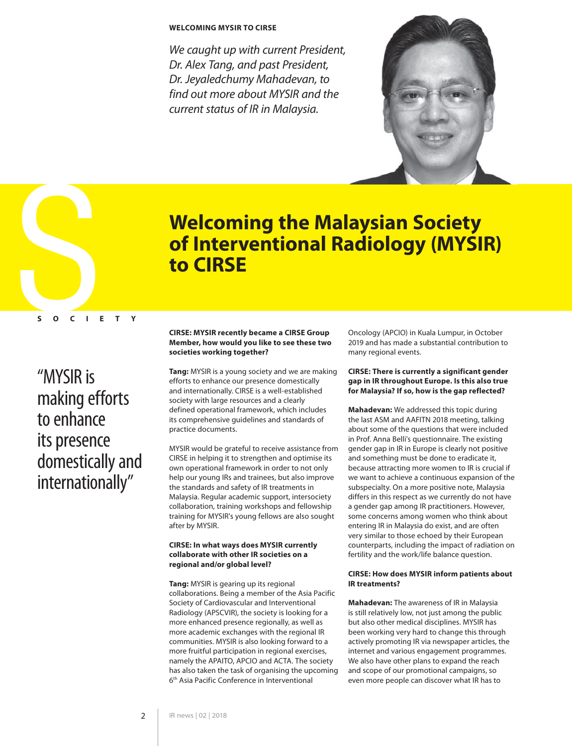**WELCOMING MYSIR TO CIRSE**

*We caught up with current President, Dr. Alex Tang, and past President, Dr. Jeyaledchumy Mahadevan, to find out more about MYSIR and the current status of IR in Malaysia.*

SOCIETY

# Welcoming the Malaysian Society of Interventional Radiology (MYSIR) to CIRSE

> "MYSIR is making efforts to enhance its presence domestically and internationally"

**CIRSE: MYSIR recently became a CIRSE Group Member, how would you like to see these two societies working together?**

**Tang:** MYSIR is a young society and we are making efforts to enhance our presence domestically and internationally. CIRSE is a well-established society with large resources and a clearly defined operational framework, which includes its comprehensive guidelines and standards of practice documents.

MYSIR would be grateful to receive assistance from CIRSE in helping it to strengthen and optimise its own operational framework in order to not only help our young IRs and trainees, but also improve the standards and safety of IR treatments in Malaysia. Regular academic support, intersociety collaboration, training workshops and fellowship training for MYSIR's young fellows are also sought after by MYSIR.

**CIRSE: In what ways does MYSIR currently collaborate with other IR societies on a regional and/or global level?**

**Tang:** MYSIR is gearing up its regional collaborations. Being a member of the Asia Pacific Society of Cardiovascular and Interventional Radiology (APSCVIR), the society is looking for a more enhanced presence regionally, as well as more academic exchanges with the regional IR communities. MYSIR is also looking forward to a more fruitful participation in regional exercises, namely the APAITO, APCIO and ACTA. The society has also taken the task of organising the upcoming 6th Asia Pacific Conference in Interventional Oncology (APCIO) in Kuala Lumpur, in October 2019 and has made a substantial contribution to many regional events.

**CIRSE: There is currently a significant gender gap in IR throughout Europe. Is this also true for Malaysia? If so, how is the gap reflected?**

**Mahadevan:** We addressed this topic during the last ASM and AAFITN 2018 meeting, talking about some of the questions that were included in Prof. Anna Belli's questionnaire. The existing gender gap in IR in Europe is clearly not positive and something must be done to eradicate it, because attracting more women to IR is crucial if we want to achieve a continuous expansion of the subspecialty. On a more positive note, Malaysia differs in this respect as we currently do not have a gender gap among IR practitioners. However, some concerns among women who think about entering IR in Malaysia do exist, and are often very similar to those echoed by their European counterparts, including the impact of radiation on fertility and the work/life balance question.

**CIRSE: How does MYSIR inform patients about IR treatments?**

**Mahadevan:** The awareness of IR in Malaysia is still relatively low, not just among the public but also other medical disciplines. MYSIR has been working very hard to change this through actively promoting IR via newspaper articles, the internet and various engagement programmes. We also have other plans to expand the reach and scope of our promotional campaigns, so even more people can discover what IR has to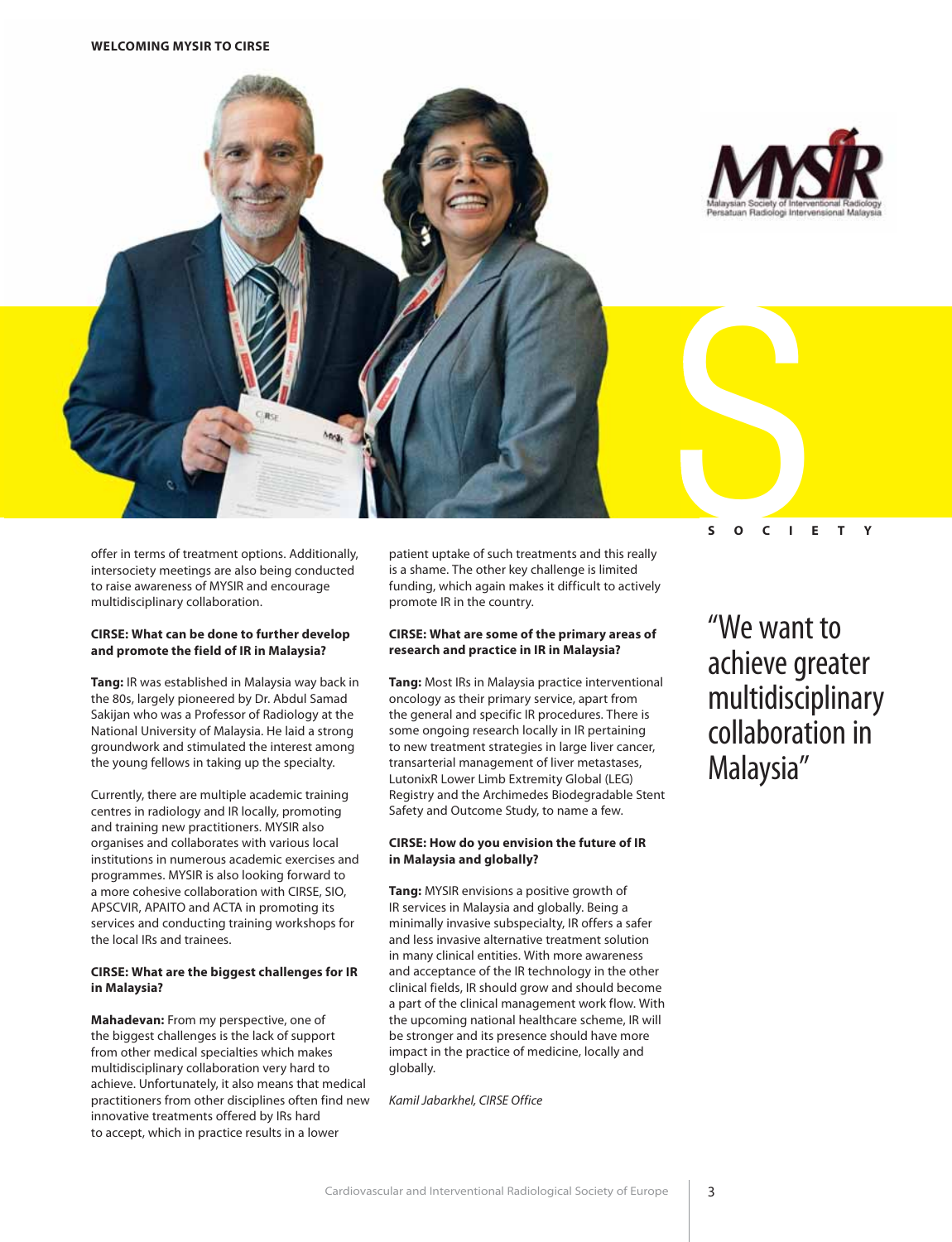offer in terms of treatment options. Additionally, intersociety meetings are also being conducted to raise awareness of MYSIR and encourage multidisciplinary collaboration.

**CIRSE: What can be done to further develop and promote the field of IR in Malaysia?**

**Tang:** IR was established in Malaysia way back in the 80s, largely pioneered by Dr. Abdul Samad Sakijan who was a Professor of Radiology at the National University of Malaysia. He laid a strong groundwork and stimulated the interest among the young fellows in taking up the specialty.

Currently, there are multiple academic training centres in radiology and IR locally, promoting and training new practitioners. MYSIR also organises and collaborates with various local institutions in numerous academic exercises and programmes. MYSIR is also looking forward to a more cohesive collaboration with CIRSE, SIO, APSCVIR, APAITO and ACTA in promoting its services and conducting training workshops for the local IRs and trainees.

**CIRSE: What are the biggest challenges for IR in Malaysia?**

**Mahadevan:** From my perspective, one of the biggest challenges is the lack of support from other medical specialties which makes multidisciplinary collaboration very hard to achieve. Unfortunately, it also means that medical practitioners from other disciplines often find new innovative treatments offered by IRs hard to accept, which in practice results in a lower patient uptake of such treatments and this really is a shame. The other key challenge is limited funding, which again makes it difficult to actively promote IR in the country.

**CIRSE: What are some of the primary areas of research and practice in IR in Malaysia?**

**Tang:** Most IRs in Malaysia practice interventional oncology as their primary service, apart from the general and specific IR procedures. There is some ongoing research locally in IR pertaining to new treatment strategies in large liver cancer, transarterial management of liver metastases, LutonixR Lower Limb Extremity Global (LEG) Registry and the Archimedes Biodegradable Stent Safety and Outcome Study, to name a few.

**CIRSE: How do you envision the future of IR in Malaysia and globally?**

**Tang:** MYSIR envisions a positive growth of IR services in Malaysia and globally. Being a minimally invasive subspecialty, IR offers a safer and less invasive alternative treatment solution in many clinical entities. With more awareness and acceptance of the IR technology in the other clinical fields, IR should grow and should become a part of the clinical management work flow. With the upcoming national healthcare scheme, IR will be stronger and its presence should have more impact in the practice of medicine, locally and globally.

*Kamil Jabarkhel, CIRSE Office*

"We want to achieve greater multidisciplinary collaboration in Malaysia"